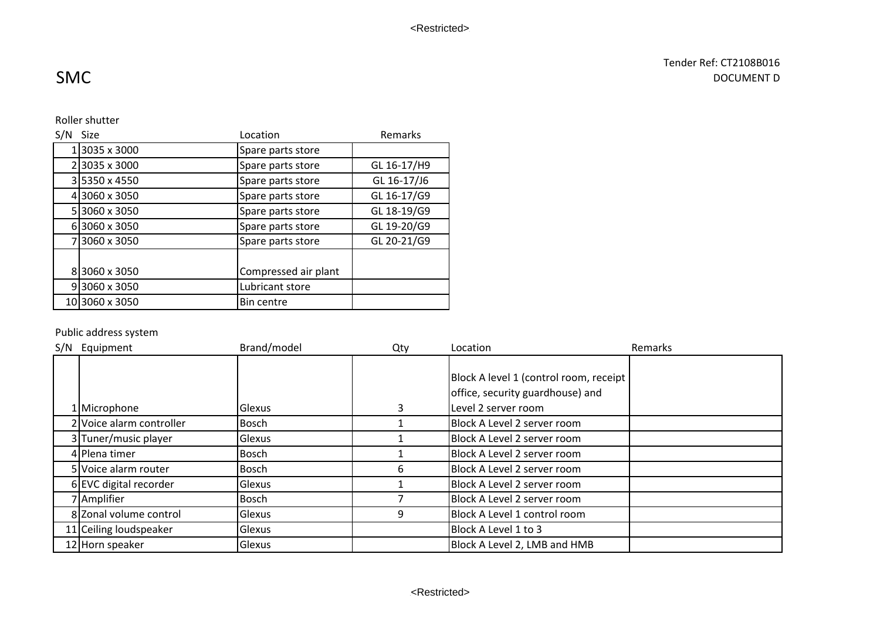# SMC

Tender Ref: CT2108B016
DOCUMENT D

Roller shutter

| S/N | Size | Location | Remarks |
|---|---|---|---|
| 1 | 3035 x 3000 | Spare parts store | |
| 2 | 3035 x 3000 | Spare parts store | GL 16-17/H9 |
| 3 | 5350 x 4550 | Spare parts store | GL 16-17/J6 |
| 4 | 3060 x 3050 | Spare parts store | GL 16-17/G9 |
| 5 | 3060 x 3050 | Spare parts store | GL 18-19/G9 |
| 6 | 3060 x 3050 | Spare parts store | GL 19-20/G9 |
| 7 | 3060 x 3050 | Spare parts store | GL 20-21/G9 |
| 8 | 3060 x 3050 | Compressed air plant | |
| 9 | 3060 x 3050 | Lubricant store | |
| 10 | 3060 x 3050 | Bin centre | |

Public address system

| S/N | Equipment | Brand/model | Qty | Location | Remarks |
|---|---|---|---|---|---|
| 1 | Microphone | Glexus | 3 | Block A level 1 (control room, receipt office, security guardhouse) and Level 2 server room | |
| 2 | Voice alarm controller | Bosch | 1 | Block A Level 2 server room | |
| 3 | Tuner/music player | Glexus | 1 | Block A Level 2 server room | |
| 4 | Plena timer | Bosch | 1 | Block A Level 2 server room | |
| 5 | Voice alarm router | Bosch | 6 | Block A Level 2 server room | |
| 6 | EVC digital recorder | Glexus | 1 | Block A Level 2 server room | |
| 7 | Amplifier | Bosch | 7 | Block A Level 2 server room | |
| 8 | Zonal volume control | Glexus | 9 | Block A Level 1 control room | |
| 11 | Ceiling loudspeaker | Glexus | | Block A Level 1 to 3 | |
| 12 | Horn speaker | Glexus | | Block A Level 2, LMB and HMB | |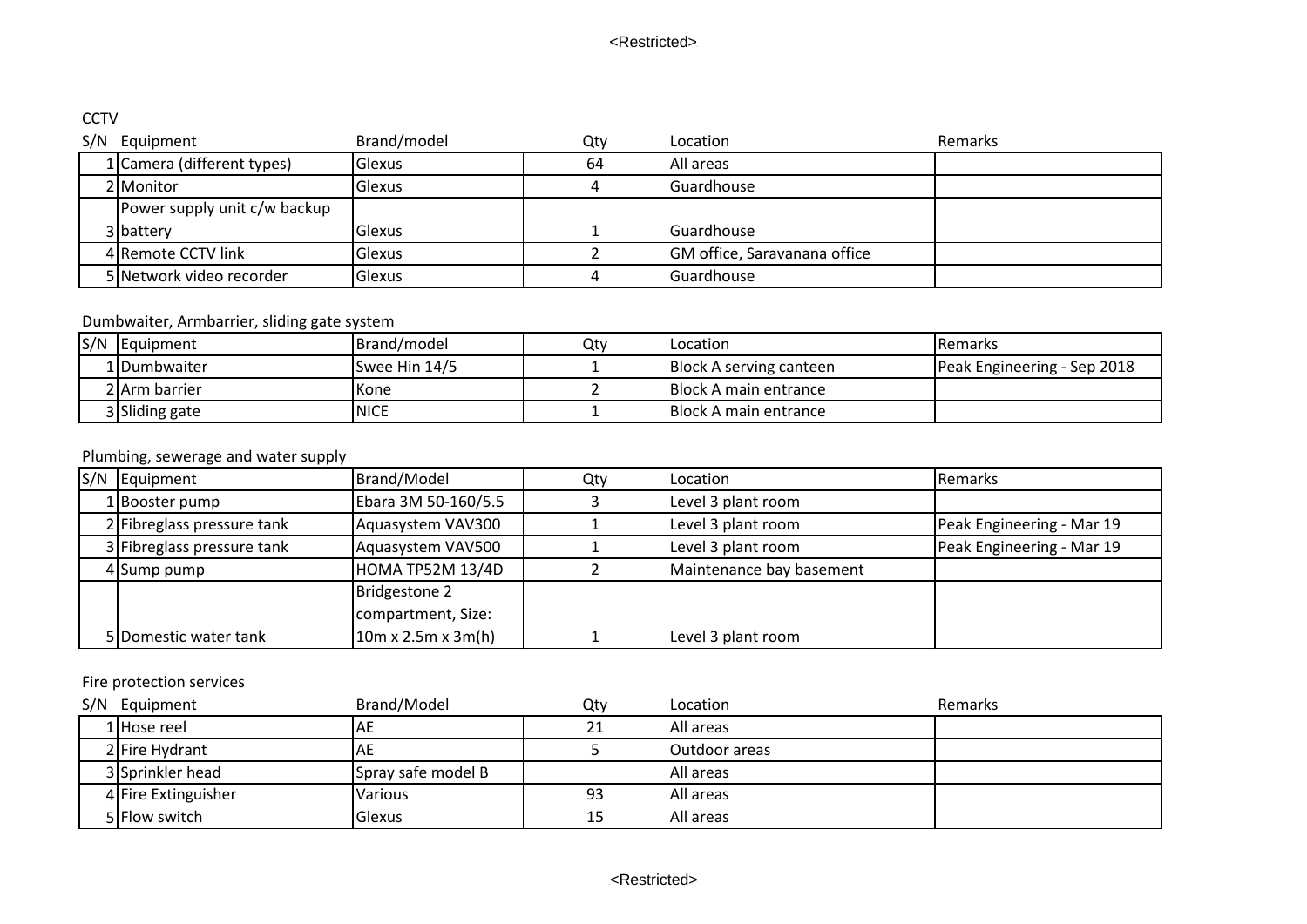CCTV

| S/N | Equipment | Brand/model | Qty | Location | Remarks |
|---|---|---|---|---|---|
| 1 | Camera (different types) | Glexus | 64 | All areas | |
| 2 | Monitor | Glexus | 4 | Guardhouse | |
| 3 | Power supply unit c/w backup battery | Glexus | 1 | Guardhouse | |
| 4 | Remote CCTV link | Glexus | 2 | GM office, Saravanana office | |
| 5 | Network video recorder | Glexus | 4 | Guardhouse | |

Dumbwaiter, Armbarrier, sliding gate system

| S/N | Equipment | Brand/model | Qty | Location | Remarks |
|---|---|---|---|---|---|
| 1 | Dumbwaiter | Swee Hin 14/5 | 1 | Block A serving canteen | Peak Engineering - Sep 2018 |
| 2 | Arm barrier | Kone | 2 | Block A main entrance | |
| 3 | Sliding gate | NICE | 1 | Block A main entrance | |

Plumbing, sewerage and water supply

| S/N | Equipment | Brand/Model | Qty | Location | Remarks |
|---|---|---|---|---|---|
| 1 | Booster pump | Ebara 3M 50-160/5.5 | 3 | Level 3 plant room | |
| 2 | Fibreglass pressure tank | Aquasystem VAV300 | 1 | Level 3 plant room | Peak Engineering - Mar 19 |
| 3 | Fibreglass pressure tank | Aquasystem VAV500 | 1 | Level 3 plant room | Peak Engineering - Mar 19 |
| 4 | Sump pump | HOMA TP52M 13/4D | 2 | Maintenance bay basement | |
| 5 | Domestic water tank | Bridgestone 2 compartment, Size: 10m x 2.5m x 3m(h) | 1 | Level 3 plant room | |

Fire protection services

| S/N | Equipment | Brand/Model | Qty | Location | Remarks |
|---|---|---|---|---|---|
| 1 | Hose reel | AE | 21 | All areas | |
| 2 | Fire Hydrant | AE | 5 | Outdoor areas | |
| 3 | Sprinkler head | Spray safe model B | | All areas | |
| 4 | Fire Extinguisher | Various | 93 | All areas | |
| 5 | Flow switch | Glexus | 15 | All areas | |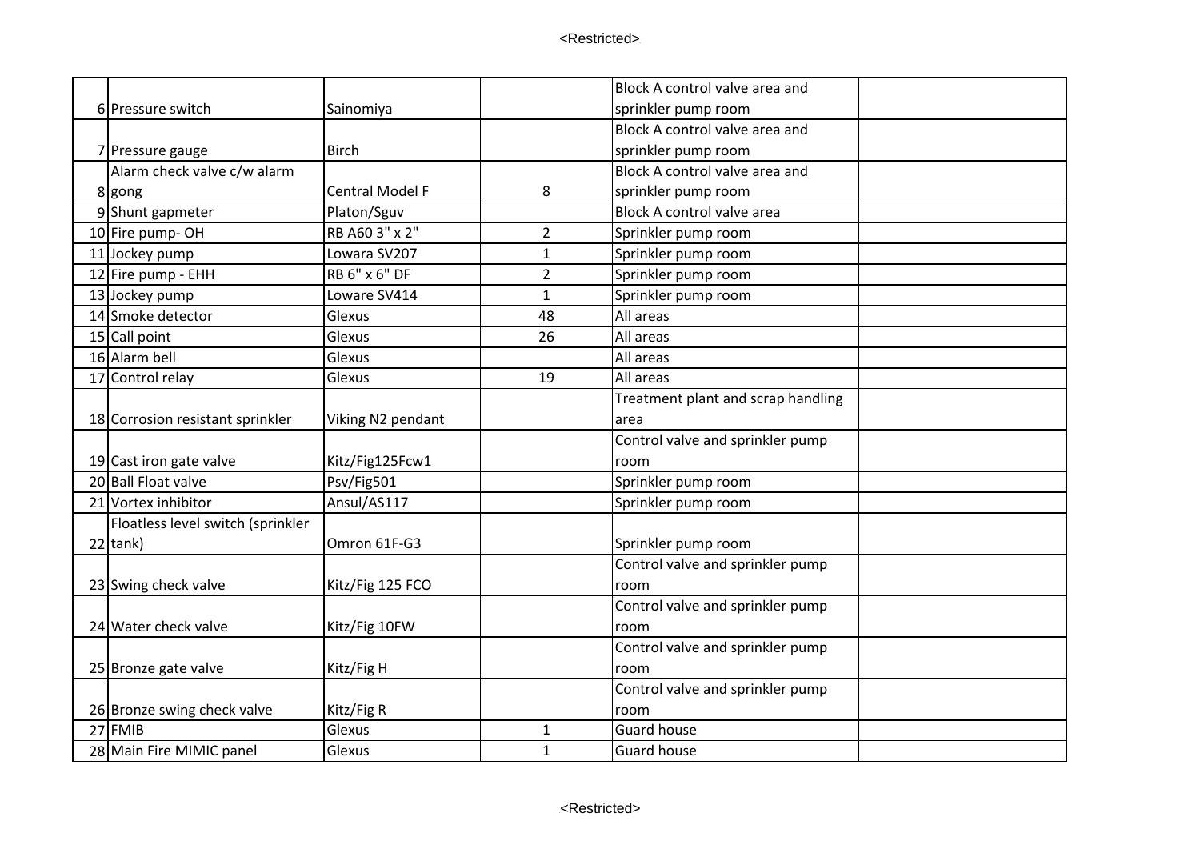| | | | | | |
|---|---|---|---|---|---|
| 6 | Pressure switch | Sainomiya | | Block A control valve area and sprinkler pump room | |
| 7 | Pressure gauge | Birch | | Block A control valve area and sprinkler pump room | |
| 8 | Alarm check valve c/w alarm gong | Central Model F | 8 | Block A control valve area and sprinkler pump room | |
| 9 | Shunt gapmeter | Platon/Sguv | | Block A control valve area | |
| 10 | Fire pump- OH | RB A60 3" x 2" | 2 | Sprinkler pump room | |
| 11 | Jockey pump | Lowara SV207 | 1 | Sprinkler pump room | |
| 12 | Fire pump - EHH | RB 6" x 6" DF | 2 | Sprinkler pump room | |
| 13 | Jockey pump | Loware SV414 | 1 | Sprinkler pump room | |
| 14 | Smoke detector | Glexus | 48 | All areas | |
| 15 | Call point | Glexus | 26 | All areas | |
| 16 | Alarm bell | Glexus | | All areas | |
| 17 | Control relay | Glexus | 19 | All areas | |
| 18 | Corrosion resistant sprinkler | Viking N2 pendant | | Treatment plant and scrap handling area | |
| 19 | Cast iron gate valve | Kitz/Fig125Fcw1 | | Control valve and sprinkler pump room | |
| 20 | Ball Float valve | Psv/Fig501 | | Sprinkler pump room | |
| 21 | Vortex inhibitor | Ansul/AS117 | | Sprinkler pump room | |
| 22 | Floatless level switch (sprinkler tank) | Omron 61F-G3 | | Sprinkler pump room | |
| 23 | Swing check valve | Kitz/Fig 125 FCO | | Control valve and sprinkler pump room | |
| 24 | Water check valve | Kitz/Fig 10FW | | Control valve and sprinkler pump room | |
| 25 | Bronze gate valve | Kitz/Fig H | | Control valve and sprinkler pump room | |
| 26 | Bronze swing check valve | Kitz/Fig R | | Control valve and sprinkler pump room | |
| 27 | FMIB | Glexus | 1 | Guard house | |
| 28 | Main Fire MIMIC panel | Glexus | 1 | Guard house | |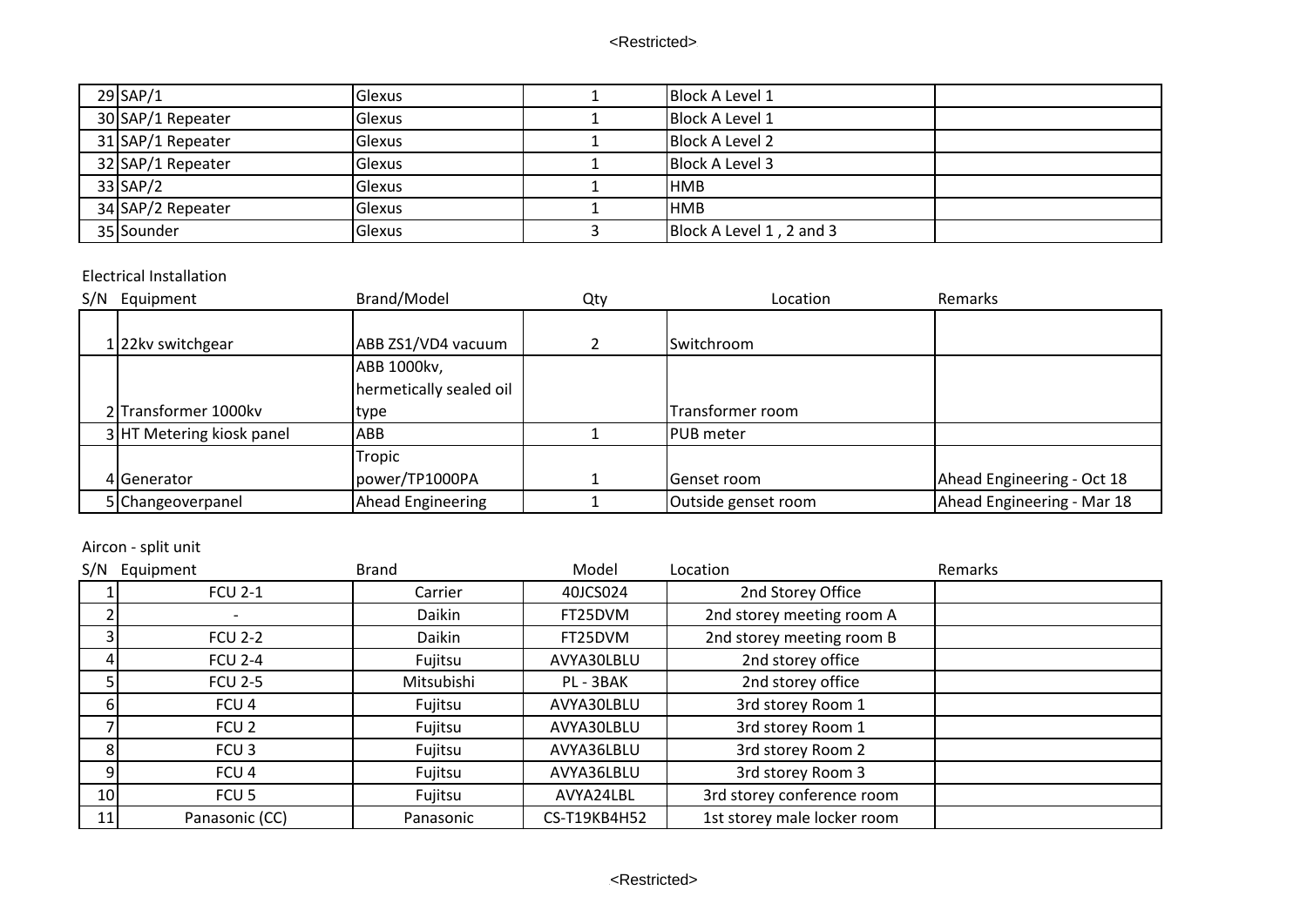| | | | | | |
|---|---|---|---|---|---|
| 29 | SAP/1 | Glexus | 1 | Block A Level 1 | |
| 30 | SAP/1 Repeater | Glexus | 1 | Block A Level 1 | |
| 31 | SAP/1 Repeater | Glexus | 1 | Block A Level 2 | |
| 32 | SAP/1 Repeater | Glexus | 1 | Block A Level 3 | |
| 33 | SAP/2 | Glexus | 1 | HMB | |
| 34 | SAP/2 Repeater | Glexus | 1 | HMB | |
| 35 | Sounder | Glexus | 3 | Block A Level 1 , 2 and 3 | |

Electrical Installation

| S/N | Equipment | Brand/Model | Qty | Location | Remarks |
|---|---|---|---|---|---|
| 1 | 22kv switchgear | ABB ZS1/VD4 vacuum | 2 | Switchroom | |
| 2 | Transformer 1000kv | ABB 1000kv, hermetically sealed oil type | | Transformer room | |
| 3 | HT Metering kiosk panel | ABB | 1 | PUB meter | |
| 4 | Generator | Tropic power/TP1000PA | 1 | Genset room | Ahead Engineering - Oct 18 |
| 5 | Changeoverpanel | Ahead Engineering | 1 | Outside genset room | Ahead Engineering - Mar 18 |

Aircon - split unit

| S/N | Equipment | Brand | Model | Location | Remarks |
|---|---|---|---|---|---|
| 1 | FCU 2-1 | Carrier | 40JCS024 | 2nd Storey Office | |
| 2 | - | Daikin | FT25DVM | 2nd storey meeting room A | |
| 3 | FCU 2-2 | Daikin | FT25DVM | 2nd storey meeting room B | |
| 4 | FCU 2-4 | Fujitsu | AVYA30LBLU | 2nd storey office | |
| 5 | FCU 2-5 | Mitsubishi | PL - 3BAK | 2nd storey office | |
| 6 | FCU 4 | Fujitsu | AVYA30LBLU | 3rd storey Room 1 | |
| 7 | FCU 2 | Fujitsu | AVYA30LBLU | 3rd storey Room 1 | |
| 8 | FCU 3 | Fujitsu | AVYA36LBLU | 3rd storey Room 2 | |
| 9 | FCU 4 | Fujitsu | AVYA36LBLU | 3rd storey Room 3 | |
| 10 | FCU 5 | Fujitsu | AVYA24LBL | 3rd storey conference room | |
| 11 | Panasonic (CC) | Panasonic | CS-T19KB4H52 | 1st storey male locker room | |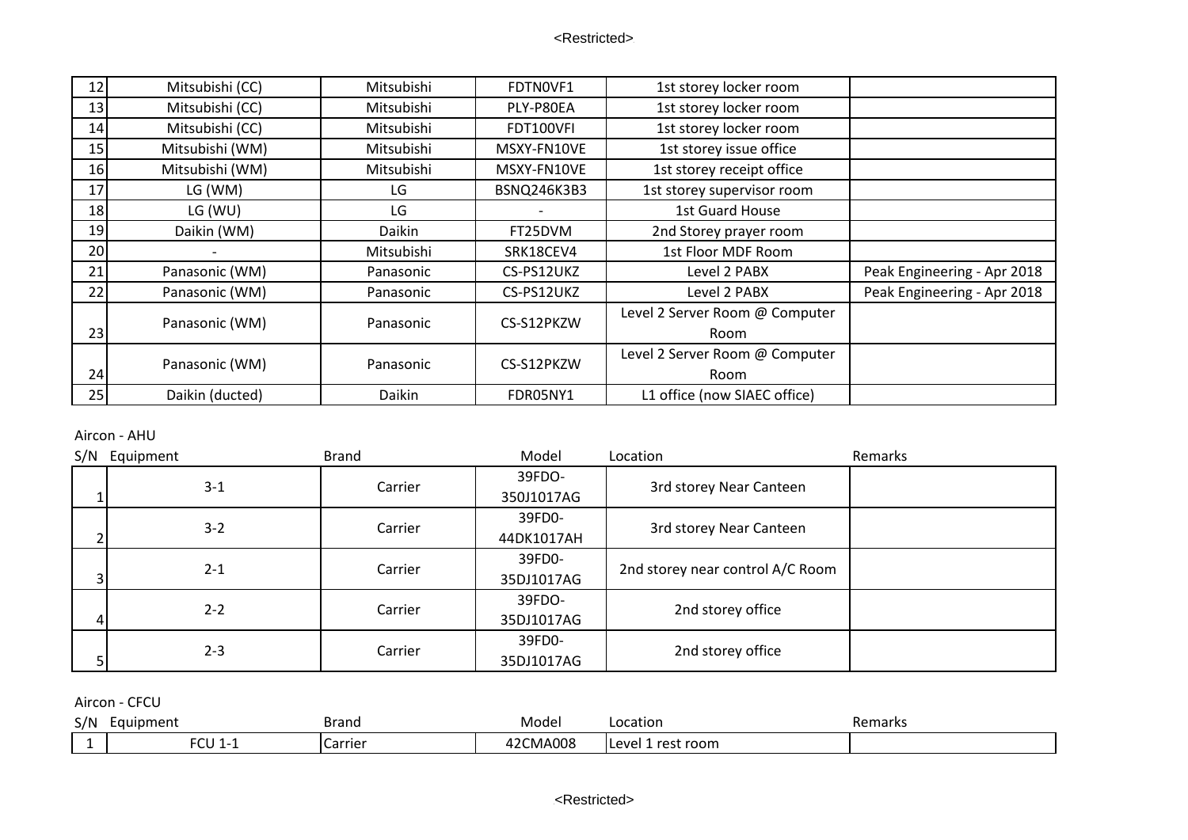| | | | | | |
|---|---|---|---|---|---|
| 12 | Mitsubishi (CC) | Mitsubishi | FDTN0VF1 | 1st storey locker room | |
| 13 | Mitsubishi (CC) | Mitsubishi | PLY-P80EA | 1st storey locker room | |
| 14 | Mitsubishi (CC) | Mitsubishi | FDT100VFI | 1st storey locker room | |
| 15 | Mitsubishi (WM) | Mitsubishi | MSXY-FN10VE | 1st storey issue office | |
| 16 | Mitsubishi (WM) | Mitsubishi | MSXY-FN10VE | 1st storey receipt office | |
| 17 | LG (WM) | LG | BSNQ246K3B3 | 1st storey supervisor room | |
| 18 | LG (WU) | LG | - | 1st Guard House | |
| 19 | Daikin (WM) | Daikin | FT25DVM | 2nd Storey prayer room | |
| 20 | - | Mitsubishi | SRK18CEV4 | 1st Floor MDF Room | |
| 21 | Panasonic (WM) | Panasonic | CS-PS12UKZ | Level 2 PABX | Peak Engineering - Apr 2018 |
| 22 | Panasonic (WM) | Panasonic | CS-PS12UKZ | Level 2 PABX | Peak Engineering - Apr 2018 |
| 23 | Panasonic (WM) | Panasonic | CS-S12PKZW | Level 2 Server Room @ Computer Room | |
| 24 | Panasonic (WM) | Panasonic | CS-S12PKZW | Level 2 Server Room @ Computer Room | |
| 25 | Daikin (ducted) | Daikin | FDR05NY1 | L1 office (now SIAEC office) | |

Aircon - AHU

| S/N | Equipment | Brand | Model | Location | Remarks |
|---|---|---|---|---|---|
| 1 | 3-1 | Carrier | 39FDO-350J1017AG | 3rd storey Near Canteen | |
| 2 | 3-2 | Carrier | 39FD0-44DK1017AH | 3rd storey Near Canteen | |
| 3 | 2-1 | Carrier | 39FD0-35DJ1017AG | 2nd storey near control A/C Room | |
| 4 | 2-2 | Carrier | 39FDO-35DJ1017AG | 2nd storey office | |
| 5 | 2-3 | Carrier | 39FD0-35DJ1017AG | 2nd storey office | |

Aircon - CFCU

| S/N | Equipment | Brand | Model | Location | Remarks |
|---|---|---|---|---|---|
| 1 | FCU 1-1 | Carrier | 42CMA008 | Level 1 rest room | |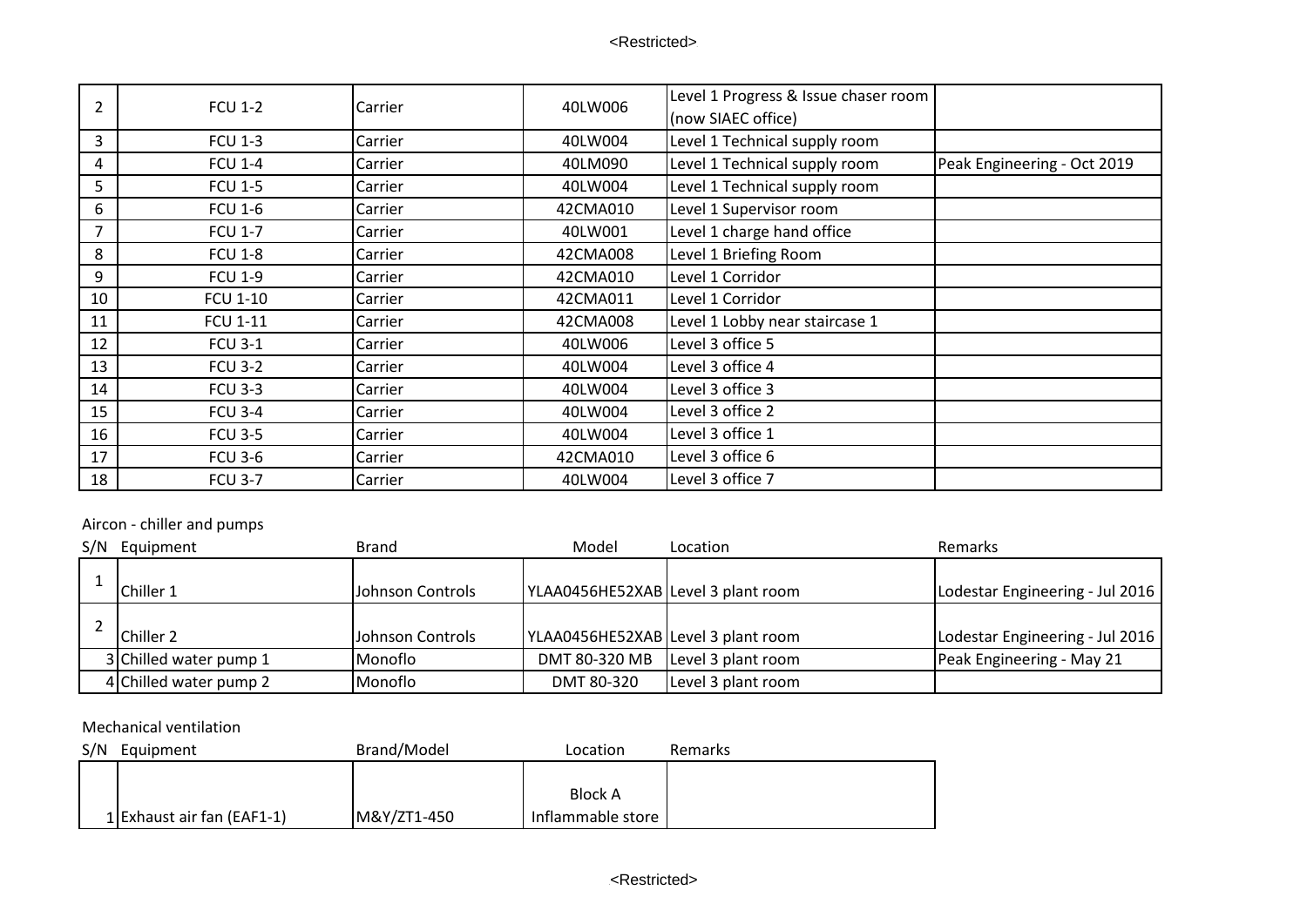| | | | | | |
|---|---|---|---|---|---|
| 2 | FCU 1-2 | Carrier | 40LW006 | Level 1 Progress & Issue chaser room (now SIAEC office) | |
| 3 | FCU 1-3 | Carrier | 40LW004 | Level 1 Technical supply room | |
| 4 | FCU 1-4 | Carrier | 40LM090 | Level 1 Technical supply room | Peak Engineering - Oct 2019 |
| 5 | FCU 1-5 | Carrier | 40LW004 | Level 1 Technical supply room | |
| 6 | FCU 1-6 | Carrier | 42CMA010 | Level 1 Supervisor room | |
| 7 | FCU 1-7 | Carrier | 40LW001 | Level 1 charge hand office | |
| 8 | FCU 1-8 | Carrier | 42CMA008 | Level 1 Briefing Room | |
| 9 | FCU 1-9 | Carrier | 42CMA010 | Level 1 Corridor | |
| 10 | FCU 1-10 | Carrier | 42CMA011 | Level 1 Corridor | |
| 11 | FCU 1-11 | Carrier | 42CMA008 | Level 1 Lobby near staircase 1 | |
| 12 | FCU 3-1 | Carrier | 40LW006 | Level 3 office 5 | |
| 13 | FCU 3-2 | Carrier | 40LW004 | Level 3 office 4 | |
| 14 | FCU 3-3 | Carrier | 40LW004 | Level 3 office 3 | |
| 15 | FCU 3-4 | Carrier | 40LW004 | Level 3 office 2 | |
| 16 | FCU 3-5 | Carrier | 40LW004 | Level 3 office 1 | |
| 17 | FCU 3-6 | Carrier | 42CMA010 | Level 3 office 6 | |
| 18 | FCU 3-7 | Carrier | 40LW004 | Level 3 office 7 | |

Aircon - chiller and pumps

| S/N | Equipment | Brand | Model | Location | Remarks |
|---|---|---|---|---|---|
| 1 | Chiller 1 | Johnson Controls | YLAA0456HE52XAB | Level 3 plant room | Lodestar Engineering - Jul 2016 |
| 2 | Chiller 2 | Johnson Controls | YLAA0456HE52XAB | Level 3 plant room | Lodestar Engineering - Jul 2016 |
| 3 | Chilled water pump 1 | Monoflo | DMT 80-320 MB | Level 3 plant room | Peak Engineering - May 21 |
| 4 | Chilled water pump 2 | Monoflo | DMT 80-320 | Level 3 plant room | |

Mechanical ventilation

| S/N | Equipment | Brand/Model | Location | Remarks |
|---|---|---|---|---|
| 1 | Exhaust air fan (EAF1-1) | M&Y/ZT1-450 | Block A Inflammable store | |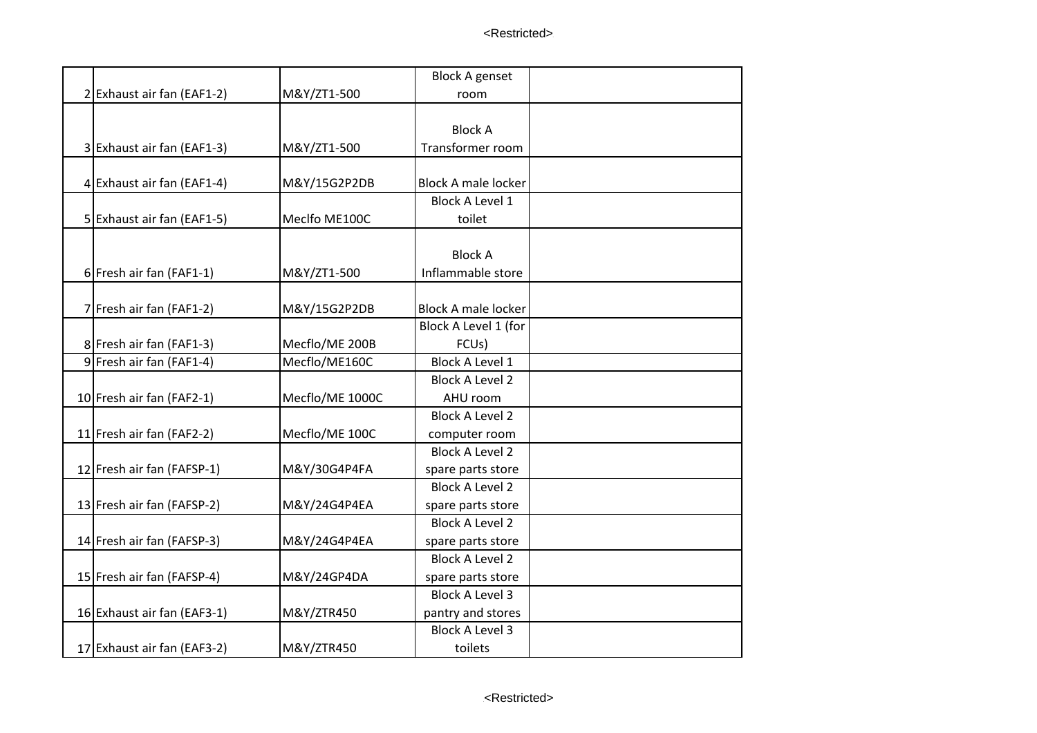| | | | | |
|---|---|---|---|---|
| 2 | Exhaust air fan (EAF1-2) | M&Y/ZT1-500 | Block A genset room | |
| 3 | Exhaust air fan (EAF1-3) | M&Y/ZT1-500 | Block A Transformer room | |
| 4 | Exhaust air fan (EAF1-4) | M&Y/15G2P2DB | Block A male locker | |
| 5 | Exhaust air fan (EAF1-5) | Meclfo ME100C | Block A Level 1 toilet | |
| 6 | Fresh air fan (FAF1-1) | M&Y/ZT1-500 | Block A Inflammable store | |
| 7 | Fresh air fan (FAF1-2) | M&Y/15G2P2DB | Block A male locker | |
| 8 | Fresh air fan (FAF1-3) | Mecflo/ME 200B | Block A Level 1 (for FCUs) | |
| 9 | Fresh air fan (FAF1-4) | Mecflo/ME160C | Block A Level 1 | |
| 10 | Fresh air fan (FAF2-1) | Mecflo/ME 1000C | Block A Level 2 AHU room | |
| 11 | Fresh air fan (FAF2-2) | Mecflo/ME 100C | Block A Level 2 computer room | |
| 12 | Fresh air fan (FAFSP-1) | M&Y/30G4P4FA | Block A Level 2 spare parts store | |
| 13 | Fresh air fan (FAFSP-2) | M&Y/24G4P4EA | Block A Level 2 spare parts store | |
| 14 | Fresh air fan (FAFSP-3) | M&Y/24G4P4EA | Block A Level 2 spare parts store | |
| 15 | Fresh air fan (FAFSP-4) | M&Y/24GP4DA | Block A Level 2 spare parts store | |
| 16 | Exhaust air fan (EAF3-1) | M&Y/ZTR450 | Block A Level 3 pantry and stores | |
| 17 | Exhaust air fan (EAF3-2) | M&Y/ZTR450 | Block A Level 3 toilets | |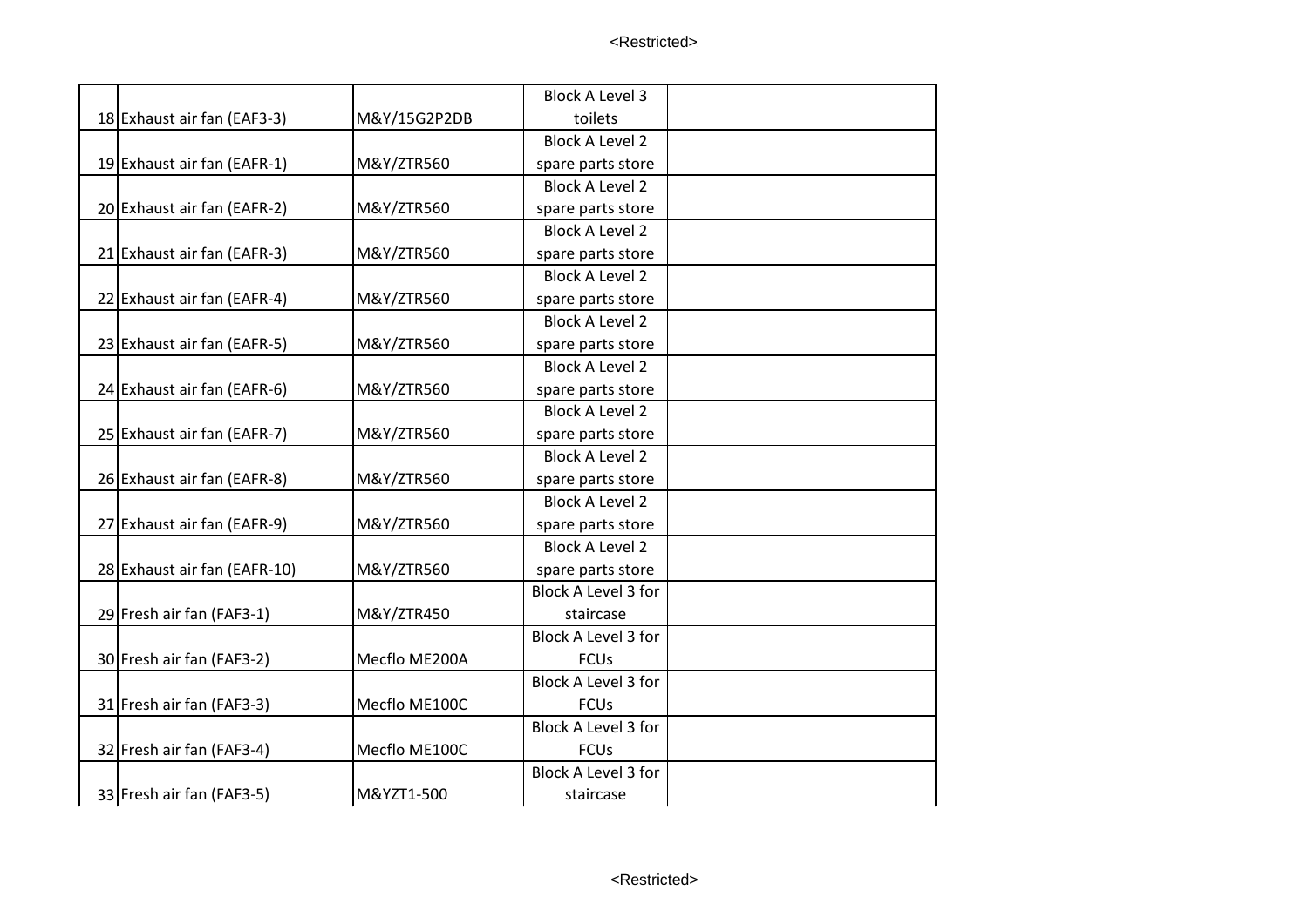| | | | | |
|---|---|---|---|---|
| 18 | Exhaust air fan (EAF3-3) | M&Y/15G2P2DB | Block A Level 3 toilets | |
| 19 | Exhaust air fan (EAFR-1) | M&Y/ZTR560 | Block A Level 2 spare parts store | |
| 20 | Exhaust air fan (EAFR-2) | M&Y/ZTR560 | Block A Level 2 spare parts store | |
| 21 | Exhaust air fan (EAFR-3) | M&Y/ZTR560 | Block A Level 2 spare parts store | |
| 22 | Exhaust air fan (EAFR-4) | M&Y/ZTR560 | Block A Level 2 spare parts store | |
| 23 | Exhaust air fan (EAFR-5) | M&Y/ZTR560 | Block A Level 2 spare parts store | |
| 24 | Exhaust air fan (EAFR-6) | M&Y/ZTR560 | Block A Level 2 spare parts store | |
| 25 | Exhaust air fan (EAFR-7) | M&Y/ZTR560 | Block A Level 2 spare parts store | |
| 26 | Exhaust air fan (EAFR-8) | M&Y/ZTR560 | Block A Level 2 spare parts store | |
| 27 | Exhaust air fan (EAFR-9) | M&Y/ZTR560 | Block A Level 2 spare parts store | |
| 28 | Exhaust air fan (EAFR-10) | M&Y/ZTR560 | Block A Level 2 spare parts store | |
| 29 | Fresh air fan (FAF3-1) | M&Y/ZTR450 | Block A Level 3 for staircase | |
| 30 | Fresh air fan (FAF3-2) | Mecflo ME200A | Block A Level 3 for FCUs | |
| 31 | Fresh air fan (FAF3-3) | Mecflo ME100C | Block A Level 3 for FCUs | |
| 32 | Fresh air fan (FAF3-4) | Mecflo ME100C | Block A Level 3 for FCUs | |
| 33 | Fresh air fan (FAF3-5) | M&YZT1-500 | Block A Level 3 for staircase | |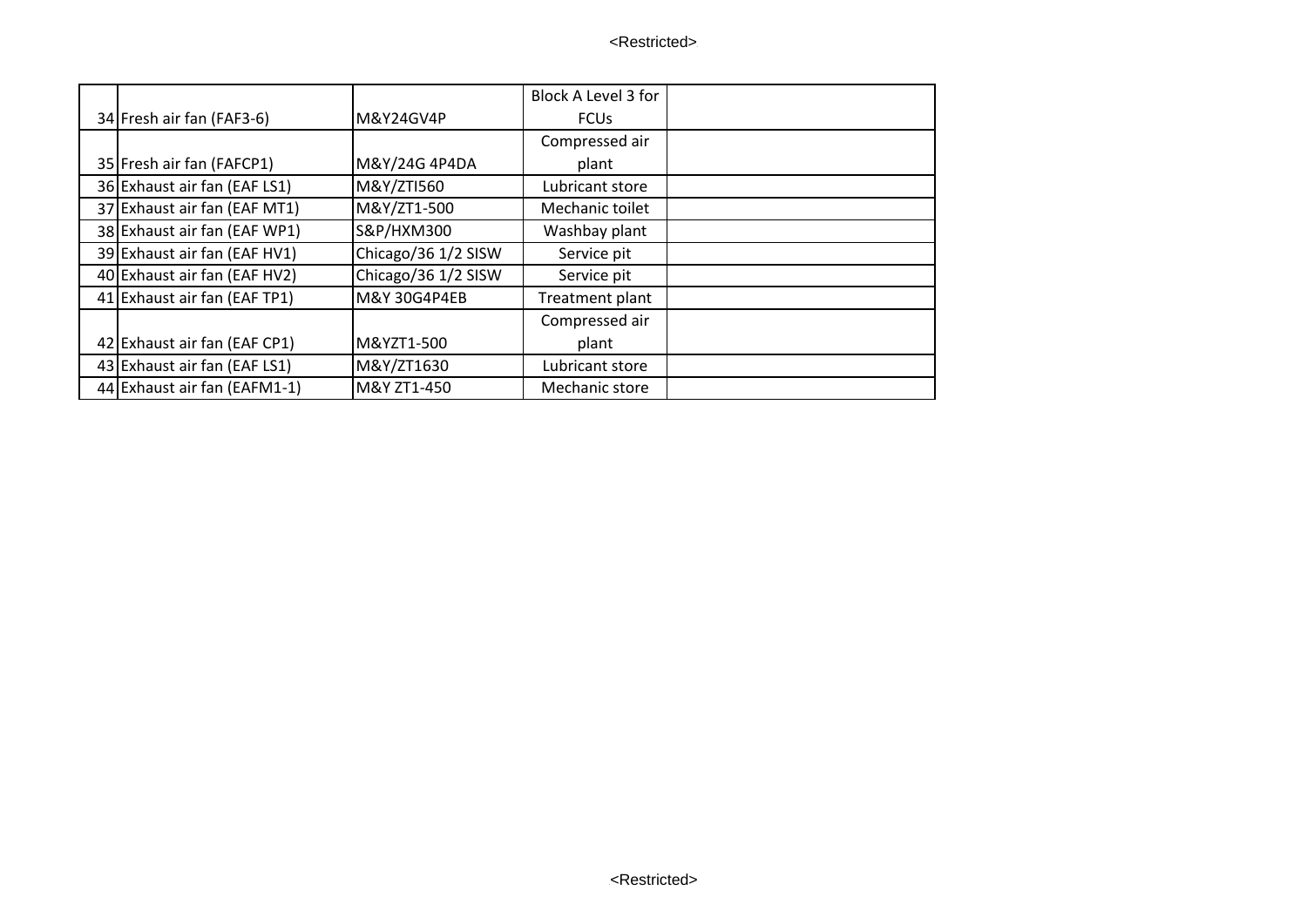| | | | | |
|---|---|---|---|---|
| 34 | Fresh air fan (FAF3-6) | M&Y24GV4P | Block A Level 3 for FCUs | |
| 35 | Fresh air fan (FAFCP1) | M&Y/24G 4P4DA | Compressed air plant | |
| 36 | Exhaust air fan (EAF LS1) | M&Y/ZTI560 | Lubricant store | |
| 37 | Exhaust air fan (EAF MT1) | M&Y/ZT1-500 | Mechanic toilet | |
| 38 | Exhaust air fan (EAF WP1) | S&P/HXM300 | Washbay plant | |
| 39 | Exhaust air fan (EAF HV1) | Chicago/36 1/2 SISW | Service pit | |
| 40 | Exhaust air fan (EAF HV2) | Chicago/36 1/2 SISW | Service pit | |
| 41 | Exhaust air fan (EAF TP1) | M&Y 30G4P4EB | Treatment plant | |
| 42 | Exhaust air fan (EAF CP1) | M&YZT1-500 | Compressed air plant | |
| 43 | Exhaust air fan (EAF LS1) | M&Y/ZT1630 | Lubricant store | |
| 44 | Exhaust air fan (EAFM1-1) | M&Y ZT1-450 | Mechanic store | |